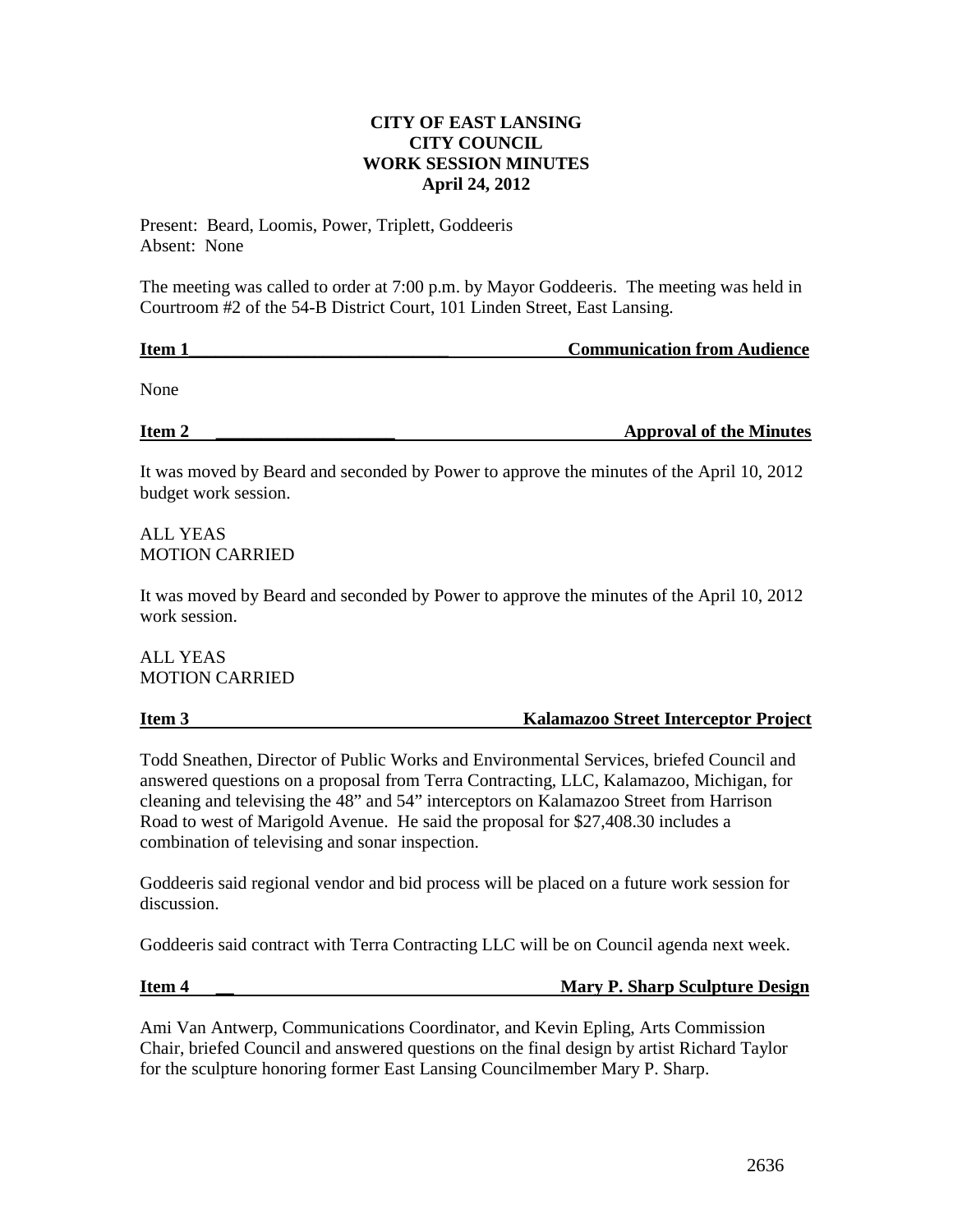**CITY OF EAST LANSING**
**CITY COUNCIL**
**WORK SESSION MINUTES**
**April 24, 2012**

Present: Beard, Loomis, Power, Triplett, Goddeeris
Absent: None

The meeting was called to order at 7:00 p.m. by Mayor Goddeeris. The meeting was held in Courtroom #2 of the 54-B District Court, 101 Linden Street, East Lansing.

**Item 1 — Communication from Audience**

None

**Item 2 — Approval of the Minutes**

It was moved by Beard and seconded by Power to approve the minutes of the April 10, 2012 budget work session.

ALL YEAS
MOTION CARRIED

It was moved by Beard and seconded by Power to approve the minutes of the April 10, 2012 work session.

ALL YEAS
MOTION CARRIED

**Item 3 — Kalamazoo Street Interceptor Project**

Todd Sneathen, Director of Public Works and Environmental Services, briefed Council and answered questions on a proposal from Terra Contracting, LLC, Kalamazoo, Michigan, for cleaning and televising the 48" and 54" interceptors on Kalamazoo Street from Harrison Road to west of Marigold Avenue. He said the proposal for $27,408.30 includes a combination of televising and sonar inspection.

Goddeeris said regional vendor and bid process will be placed on a future work session for discussion.

Goddeeris said contract with Terra Contracting LLC will be on Council agenda next week.

**Item 4 — Mary P. Sharp Sculpture Design**

Ami Van Antwerp, Communications Coordinator, and Kevin Epling, Arts Commission Chair, briefed Council and answered questions on the final design by artist Richard Taylor for the sculpture honoring former East Lansing Councilmember Mary P. Sharp.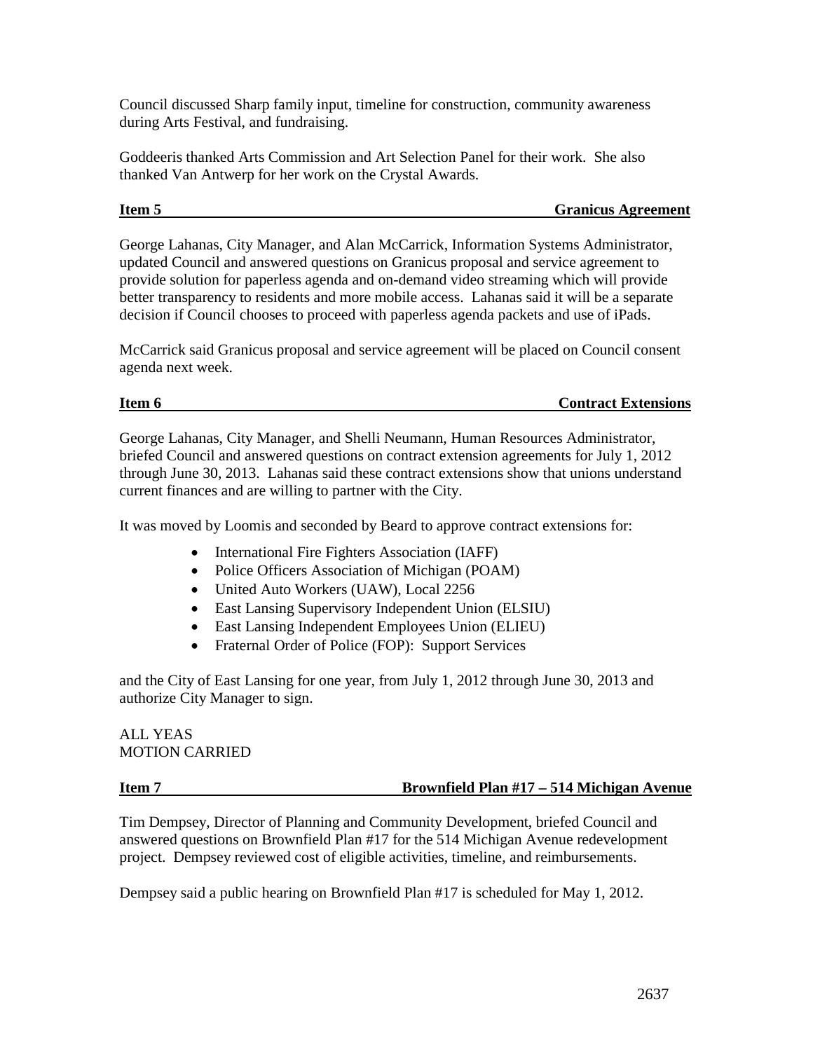Council discussed Sharp family input, timeline for construction, community awareness during Arts Festival, and fundraising.

Goddeeris thanked Arts Commission and Art Selection Panel for their work. She also thanked Van Antwerp for her work on the Crystal Awards.

**Item 5 — Granicus Agreement**

George Lahanas, City Manager, and Alan McCarrick, Information Systems Administrator, updated Council and answered questions on Granicus proposal and service agreement to provide solution for paperless agenda and on-demand video streaming which will provide better transparency to residents and more mobile access. Lahanas said it will be a separate decision if Council chooses to proceed with paperless agenda packets and use of iPads.

McCarrick said Granicus proposal and service agreement will be placed on Council consent agenda next week.

**Item 6 — Contract Extensions**

George Lahanas, City Manager, and Shelli Neumann, Human Resources Administrator, briefed Council and answered questions on contract extension agreements for July 1, 2012 through June 30, 2013. Lahanas said these contract extensions show that unions understand current finances and are willing to partner with the City.

It was moved by Loomis and seconded by Beard to approve contract extensions for:

- International Fire Fighters Association (IAFF)
- Police Officers Association of Michigan (POAM)
- United Auto Workers (UAW), Local 2256
- East Lansing Supervisory Independent Union (ELSIU)
- East Lansing Independent Employees Union (ELIEU)
- Fraternal Order of Police (FOP): Support Services

and the City of East Lansing for one year, from July 1, 2012 through June 30, 2013 and authorize City Manager to sign.

ALL YEAS
MOTION CARRIED

**Item 7 — Brownfield Plan #17 – 514 Michigan Avenue**

Tim Dempsey, Director of Planning and Community Development, briefed Council and answered questions on Brownfield Plan #17 for the 514 Michigan Avenue redevelopment project. Dempsey reviewed cost of eligible activities, timeline, and reimbursements.

Dempsey said a public hearing on Brownfield Plan #17 is scheduled for May 1, 2012.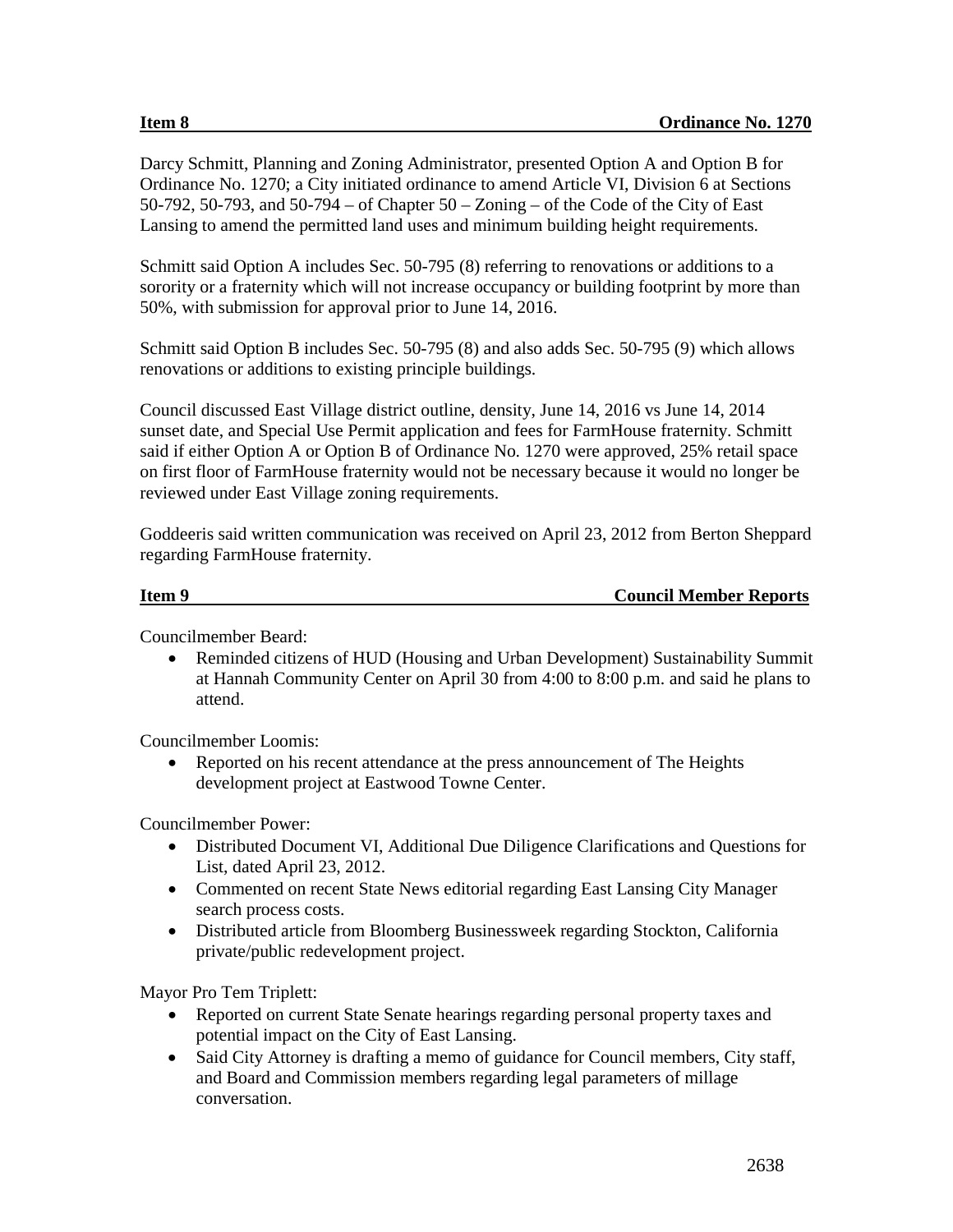**Item 8 Ordinance No. 1270**

Darcy Schmitt, Planning and Zoning Administrator, presented Option A and Option B for Ordinance No. 1270; a City initiated ordinance to amend Article VI, Division 6 at Sections 50-792, 50-793, and 50-794 – of Chapter 50 – Zoning – of the Code of the City of East Lansing to amend the permitted land uses and minimum building height requirements.

Schmitt said Option A includes Sec. 50-795 (8) referring to renovations or additions to a sorority or a fraternity which will not increase occupancy or building footprint by more than 50%, with submission for approval prior to June 14, 2016.

Schmitt said Option B includes Sec. 50-795 (8) and also adds Sec. 50-795 (9) which allows renovations or additions to existing principle buildings.

Council discussed East Village district outline, density, June 14, 2016 vs June 14, 2014 sunset date, and Special Use Permit application and fees for FarmHouse fraternity. Schmitt said if either Option A or Option B of Ordinance No. 1270 were approved, 25% retail space on first floor of FarmHouse fraternity would not be necessary because it would no longer be reviewed under East Village zoning requirements.

Goddeeris said written communication was received on April 23, 2012 from Berton Sheppard regarding FarmHouse fraternity.

**Item 9 Council Member Reports**

Councilmember Beard:

- Reminded citizens of HUD (Housing and Urban Development) Sustainability Summit at Hannah Community Center on April 30 from 4:00 to 8:00 p.m. and said he plans to attend.

Councilmember Loomis:

- Reported on his recent attendance at the press announcement of The Heights development project at Eastwood Towne Center.

Councilmember Power:

- Distributed Document VI, Additional Due Diligence Clarifications and Questions for List, dated April 23, 2012.
- Commented on recent State News editorial regarding East Lansing City Manager search process costs.
- Distributed article from Bloomberg Businessweek regarding Stockton, California private/public redevelopment project.

Mayor Pro Tem Triplett:

- Reported on current State Senate hearings regarding personal property taxes and potential impact on the City of East Lansing.
- Said City Attorney is drafting a memo of guidance for Council members, City staff, and Board and Commission members regarding legal parameters of millage conversation.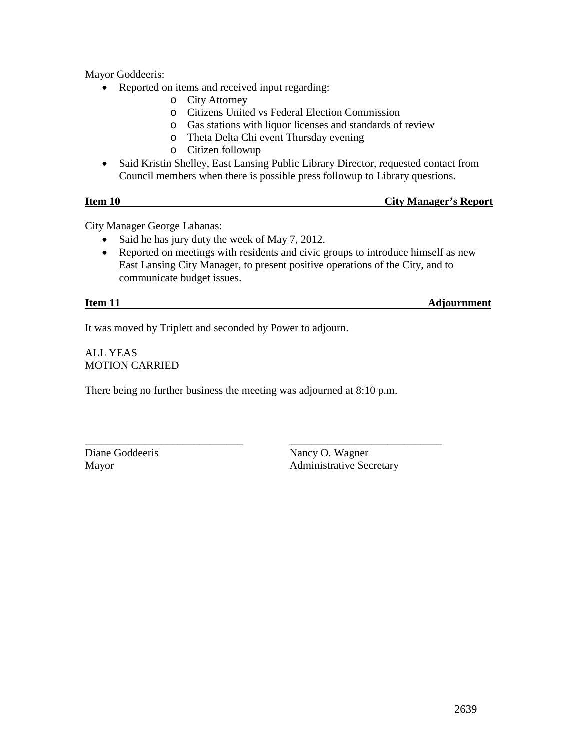Mayor Goddeeris:

- Reported on items and received input regarding:
  - City Attorney
  - Citizens United vs Federal Election Commission
  - Gas stations with liquor licenses and standards of review
  - Theta Delta Chi event Thursday evening
  - Citizen followup
- Said Kristin Shelley, East Lansing Public Library Director, requested contact from Council members when there is possible press followup to Library questions.

**Item 10 — City Manager's Report**

City Manager George Lahanas:

- Said he has jury duty the week of May 7, 2012.
- Reported on meetings with residents and civic groups to introduce himself as new East Lansing City Manager, to present positive operations of the City, and to communicate budget issues.

**Item 11 — Adjournment**

It was moved by Triplett and seconded by Power to adjourn.

ALL YEAS
MOTION CARRIED

There being no further business the meeting was adjourned at 8:10 p.m.

\_\_\_\_\_\_\_\_\_\_\_\_\_\_\_\_\_\_\_\_\_\_\_\_\_\_\_\_\_\_
Diane Goddeeris
Mayor

\_\_\_\_\_\_\_\_\_\_\_\_\_\_\_\_\_\_\_\_\_\_\_\_\_\_\_\_\_\_
Nancy O. Wagner
Administrative Secretary